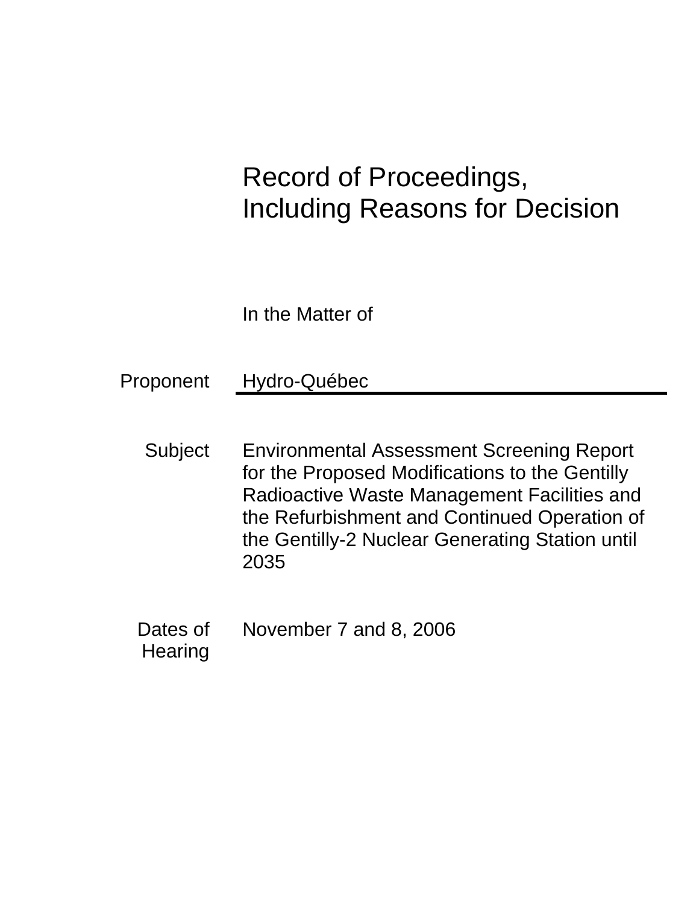# Record of Proceedings, Including Reasons for Decision

In the Matter of

**Proponent** Hydro-Québec

**Subject** Environmental Assessment Screening Report for the Proposed Modifications to the Gentilly Radioactive Waste Management Facilities and the Refurbishment and Continued Operation of the Gentilly-2 Nuclear Generating Station until 2035

**Dates of Hearing** November 7 and 8, 2006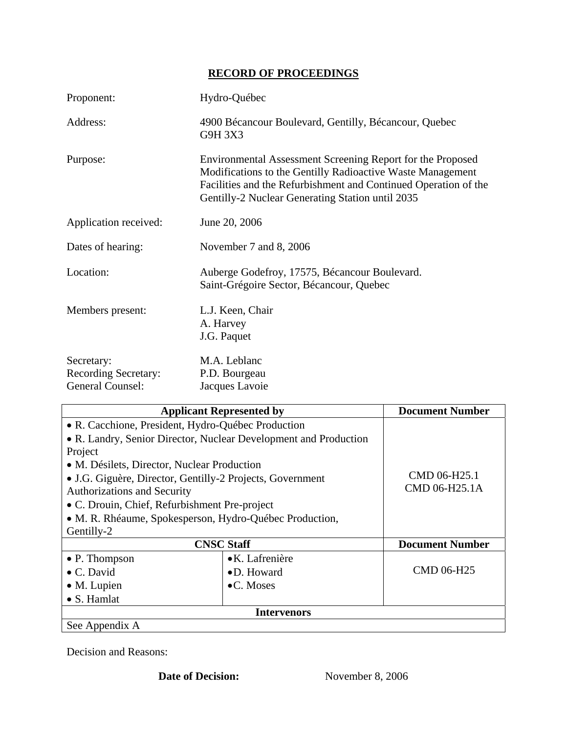## RECORD OF PROCEEDINGS

| | |
|---|---|
| Proponent: | Hydro-Québec |
| Address: | 4900 Bécancour Boulevard, Gentilly, Bécancour, Quebec G9H 3X3 |
| Purpose: | Environmental Assessment Screening Report for the Proposed Modifications to the Gentilly Radioactive Waste Management Facilities and the Refurbishment and Continued Operation of the Gentilly-2 Nuclear Generating Station until 2035 |
| Application received: | June 20, 2006 |
| Dates of hearing: | November 7 and 8, 2006 |
| Location: | Auberge Godefroy, 17575, Bécancour Boulevard. Saint-Grégoire Sector, Bécancour, Quebec |
| Members present: | L.J. Keen, Chair<br>A. Harvey<br>J.G. Paquet |
| Secretary: | M.A. Leblanc |
| Recording Secretary: | P.D. Bourgeau |
| General Counsel: | Jacques Lavoie |

| Applicant Represented by | | Document Number |
|---|---|---|
| • R. Cacchione, President, Hydro-Québec Production<br>• R. Landry, Senior Director, Nuclear Development and Production Project<br>• M. Désilets, Director, Nuclear Production<br>• J.G. Giguère, Director, Gentilly-2 Projects, Government Authorizations and Security<br>• C. Drouin, Chief, Refurbishment Pre-project<br>• M. R. Rhéaume, Spokesperson, Hydro-Québec Production, Gentilly-2 | | CMD 06-H25.1<br>CMD 06-H25.1A |
| **CNSC Staff** | | **Document Number** |
| • P. Thompson<br>• C. David<br>• M. Lupien<br>• S. Hamlat | • K. Lafrenière<br>• D. Howard<br>• C. Moses | CMD 06-H25 |
| **Intervenors** | | |
| See Appendix A | | |

Decision and Reasons:

**Date of Decision:** November 8, 2006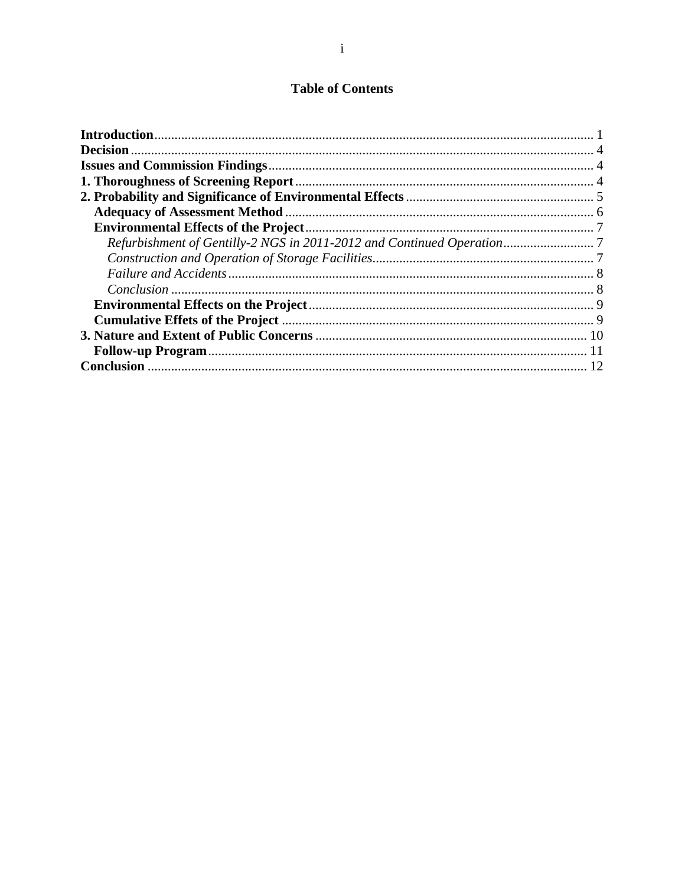## Table of Contents

**Introduction** .................................................................................................................... 1
**Decision** ........................................................................................................................... 4
**Issues and Commission Findings** ................................................................................... 4
**1. Thoroughness of Screening Report** ........................................................................... 4
**2. Probability and Significance of Environmental Effects** ........................................... 5
  **Adequacy of Assessment Method** ............................................................................... 6
  **Environmental Effects of the Project** .......................................................................... 7
    *Refurbishment of Gentilly-2 NGS in 2011-2012 and Continued Operation* ............................ 7
    *Construction and Operation of Storage Facilities* ............................................................ 7
    *Failure and Accidents* ...................................................................................................... 8
    *Conclusion* ...................................................................................................................... 8
  **Environmental Effects on the Project** ......................................................................... 9
  **Cumulative Effets of the Project** ................................................................................ 9
**3. Nature and Extent of Public Concerns** ..................................................................... 10
  **Follow-up Program** .................................................................................................... 11
**Conclusion** ..................................................................................................................... 12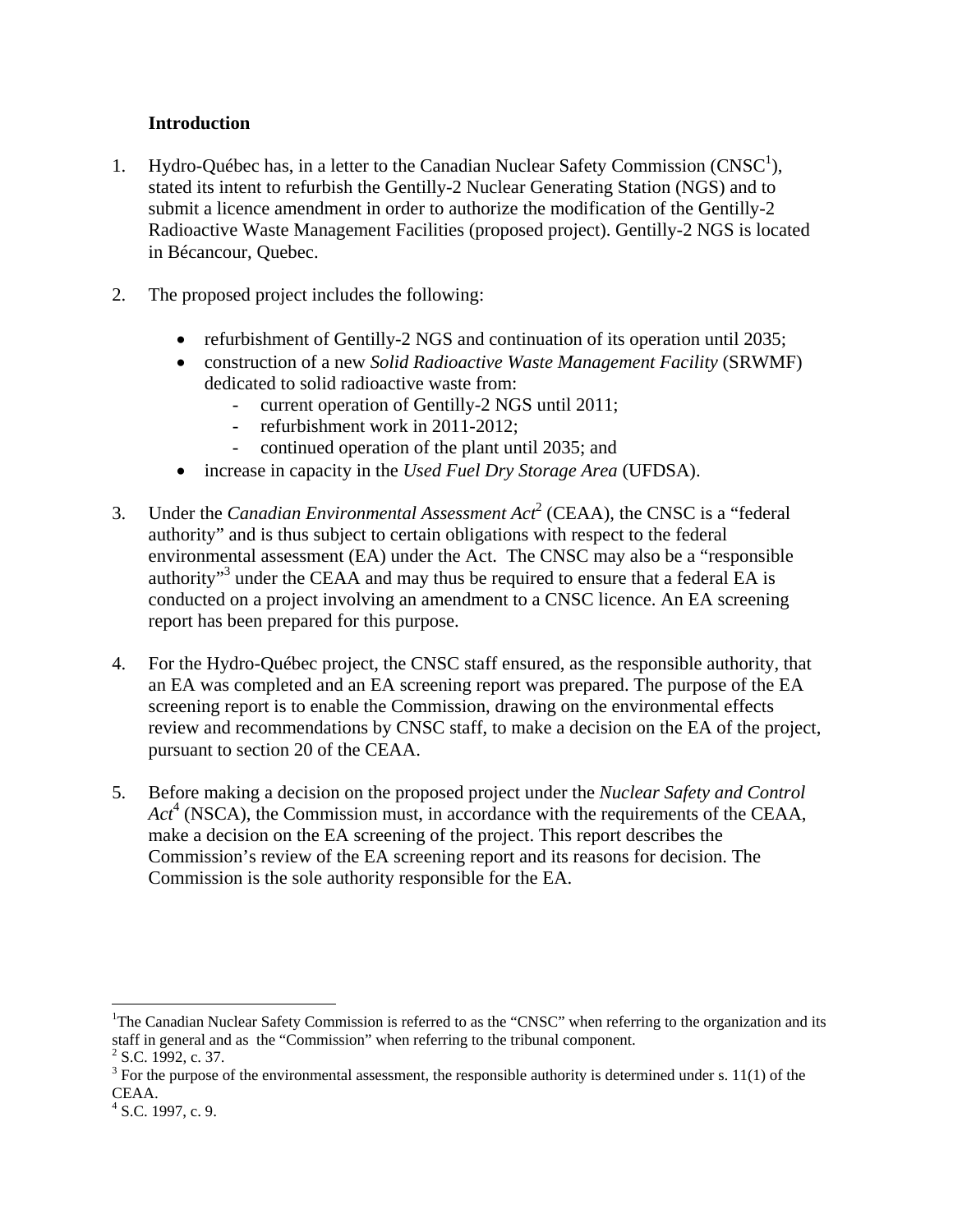## Introduction

1. Hydro-Québec has, in a letter to the Canadian Nuclear Safety Commission (CNSC[1]), stated its intent to refurbish the Gentilly-2 Nuclear Generating Station (NGS) and to submit a licence amendment in order to authorize the modification of the Gentilly-2 Radioactive Waste Management Facilities (proposed project). Gentilly-2 NGS is located in Bécancour, Quebec.

2. The proposed project includes the following:

   - refurbishment of Gentilly-2 NGS and continuation of its operation until 2035;
   - construction of a new *Solid Radioactive Waste Management Facility* (SRWMF) dedicated to solid radioactive waste from:
     - current operation of Gentilly-2 NGS until 2011;
     - refurbishment work in 2011-2012;
     - continued operation of the plant until 2035; and
   - increase in capacity in the *Used Fuel Dry Storage Area* (UFDSA).

3. Under the *Canadian Environmental Assessment Act*[2] (CEAA), the CNSC is a "federal authority" and is thus subject to certain obligations with respect to the federal environmental assessment (EA) under the Act. The CNSC may also be a "responsible authority"[3] under the CEAA and may thus be required to ensure that a federal EA is conducted on a project involving an amendment to a CNSC licence. An EA screening report has been prepared for this purpose.

4. For the Hydro-Québec project, the CNSC staff ensured, as the responsible authority, that an EA was completed and an EA screening report was prepared. The purpose of the EA screening report is to enable the Commission, drawing on the environmental effects review and recommendations by CNSC staff, to make a decision on the EA of the project, pursuant to section 20 of the CEAA.

5. Before making a decision on the proposed project under the *Nuclear Safety and Control Act*[4] (NSCA), the Commission must, in accordance with the requirements of the CEAA, make a decision on the EA screening of the project. This report describes the Commission's review of the EA screening report and its reasons for decision. The Commission is the sole authority responsible for the EA.

---

[1] The Canadian Nuclear Safety Commission is referred to as the "CNSC" when referring to the organization and its staff in general and as the "Commission" when referring to the tribunal component.

[2] S.C. 1992, c. 37.

[3] For the purpose of the environmental assessment, the responsible authority is determined under s. 11(1) of the CEAA.

[4] S.C. 1997, c. 9.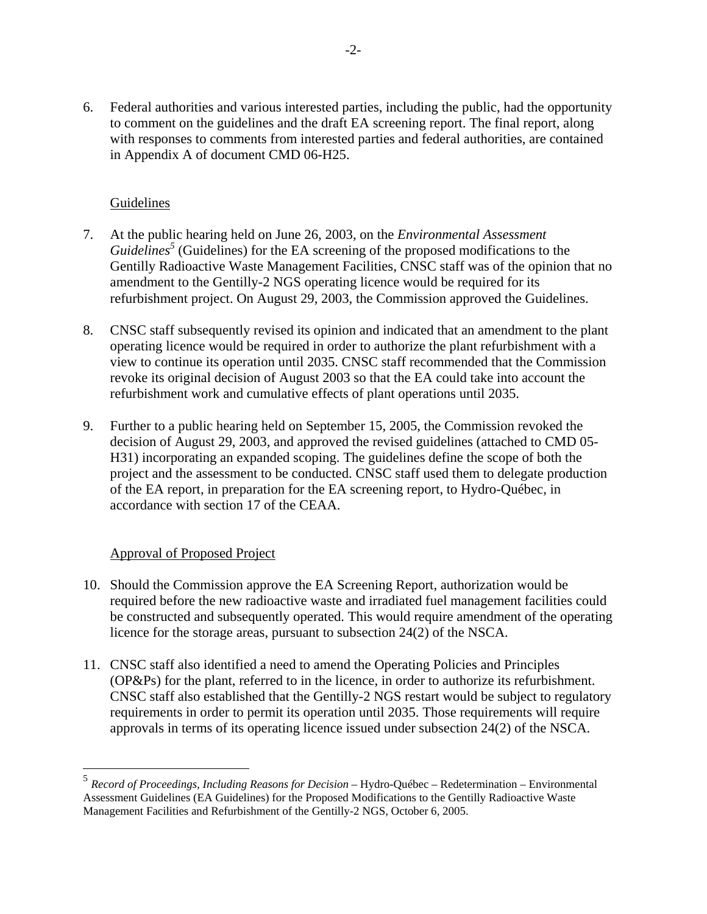6. Federal authorities and various interested parties, including the public, had the opportunity to comment on the guidelines and the draft EA screening report. The final report, along with responses to comments from interested parties and federal authorities, are contained in Appendix A of document CMD 06-H25.

Guidelines

7. At the public hearing held on June 26, 2003, on the *Environmental Assessment Guidelines*[5] (Guidelines) for the EA screening of the proposed modifications to the Gentilly Radioactive Waste Management Facilities, CNSC staff was of the opinion that no amendment to the Gentilly-2 NGS operating licence would be required for its refurbishment project. On August 29, 2003, the Commission approved the Guidelines.

8. CNSC staff subsequently revised its opinion and indicated that an amendment to the plant operating licence would be required in order to authorize the plant refurbishment with a view to continue its operation until 2035. CNSC staff recommended that the Commission revoke its original decision of August 2003 so that the EA could take into account the refurbishment work and cumulative effects of plant operations until 2035.

9. Further to a public hearing held on September 15, 2005, the Commission revoked the decision of August 29, 2003, and approved the revised guidelines (attached to CMD 05-H31) incorporating an expanded scoping. The guidelines define the scope of both the project and the assessment to be conducted. CNSC staff used them to delegate production of the EA report, in preparation for the EA screening report, to Hydro-Québec, in accordance with section 17 of the CEAA.

Approval of Proposed Project

10. Should the Commission approve the EA Screening Report, authorization would be required before the new radioactive waste and irradiated fuel management facilities could be constructed and subsequently operated. This would require amendment of the operating licence for the storage areas, pursuant to subsection 24(2) of the NSCA.

11. CNSC staff also identified a need to amend the Operating Policies and Principles (OP&Ps) for the plant, referred to in the licence, in order to authorize its refurbishment. CNSC staff also established that the Gentilly-2 NGS restart would be subject to regulatory requirements in order to permit its operation until 2035. Those requirements will require approvals in terms of its operating licence issued under subsection 24(2) of the NSCA.

---

[5] *Record of Proceedings, Including Reasons for Decision* – Hydro-Québec – Redetermination – Environmental Assessment Guidelines (EA Guidelines) for the Proposed Modifications to the Gentilly Radioactive Waste Management Facilities and Refurbishment of the Gentilly-2 NGS, October 6, 2005.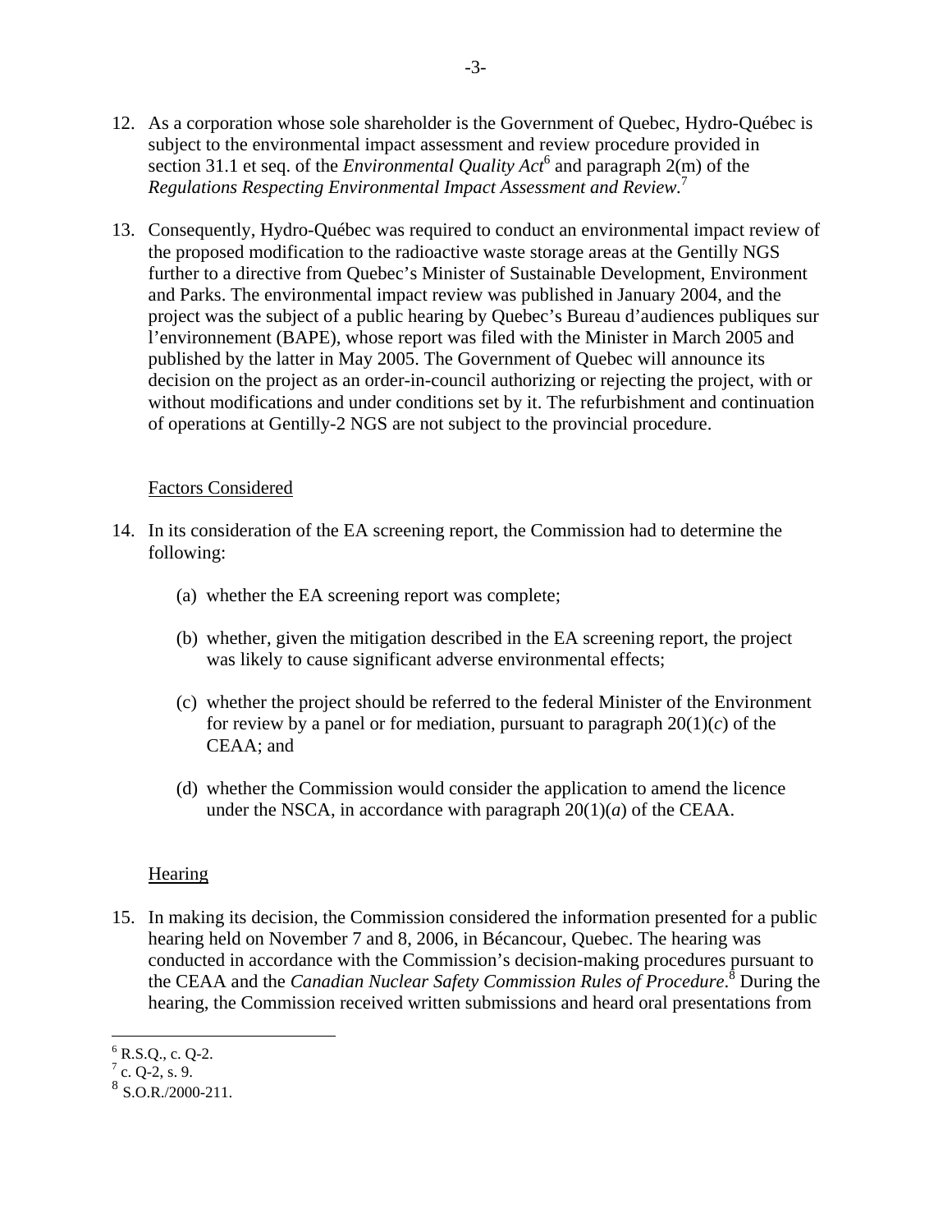12. As a corporation whose sole shareholder is the Government of Quebec, Hydro-Québec is subject to the environmental impact assessment and review procedure provided in section 31.1 et seq. of the *Environmental Quality Act*[6] and paragraph 2(m) of the *Regulations Respecting Environmental Impact Assessment and Review*.[7]

13. Consequently, Hydro-Québec was required to conduct an environmental impact review of the proposed modification to the radioactive waste storage areas at the Gentilly NGS further to a directive from Quebec's Minister of Sustainable Development, Environment and Parks. The environmental impact review was published in January 2004, and the project was the subject of a public hearing by Quebec's Bureau d'audiences publiques sur l'environnement (BAPE), whose report was filed with the Minister in March 2005 and published by the latter in May 2005. The Government of Quebec will announce its decision on the project as an order-in-council authorizing or rejecting the project, with or without modifications and under conditions set by it. The refurbishment and continuation of operations at Gentilly-2 NGS are not subject to the provincial procedure.

### Factors Considered

14. In its consideration of the EA screening report, the Commission had to determine the following:

    (a) whether the EA screening report was complete;

    (b) whether, given the mitigation described in the EA screening report, the project was likely to cause significant adverse environmental effects;

    (c) whether the project should be referred to the federal Minister of the Environment for review by a panel or for mediation, pursuant to paragraph 20(1)(*c*) of the CEAA; and

    (d) whether the Commission would consider the application to amend the licence under the NSCA, in accordance with paragraph 20(1)(*a*) of the CEAA.

### Hearing

15. In making its decision, the Commission considered the information presented for a public hearing held on November 7 and 8, 2006, in Bécancour, Quebec. The hearing was conducted in accordance with the Commission's decision-making procedures pursuant to the CEAA and the *Canadian Nuclear Safety Commission Rules of Procedure*.[8] During the hearing, the Commission received written submissions and heard oral presentations from

---

[6] R.S.Q., c. Q-2.

[7] c. Q-2, s. 9.

[8] S.O.R./2000-211.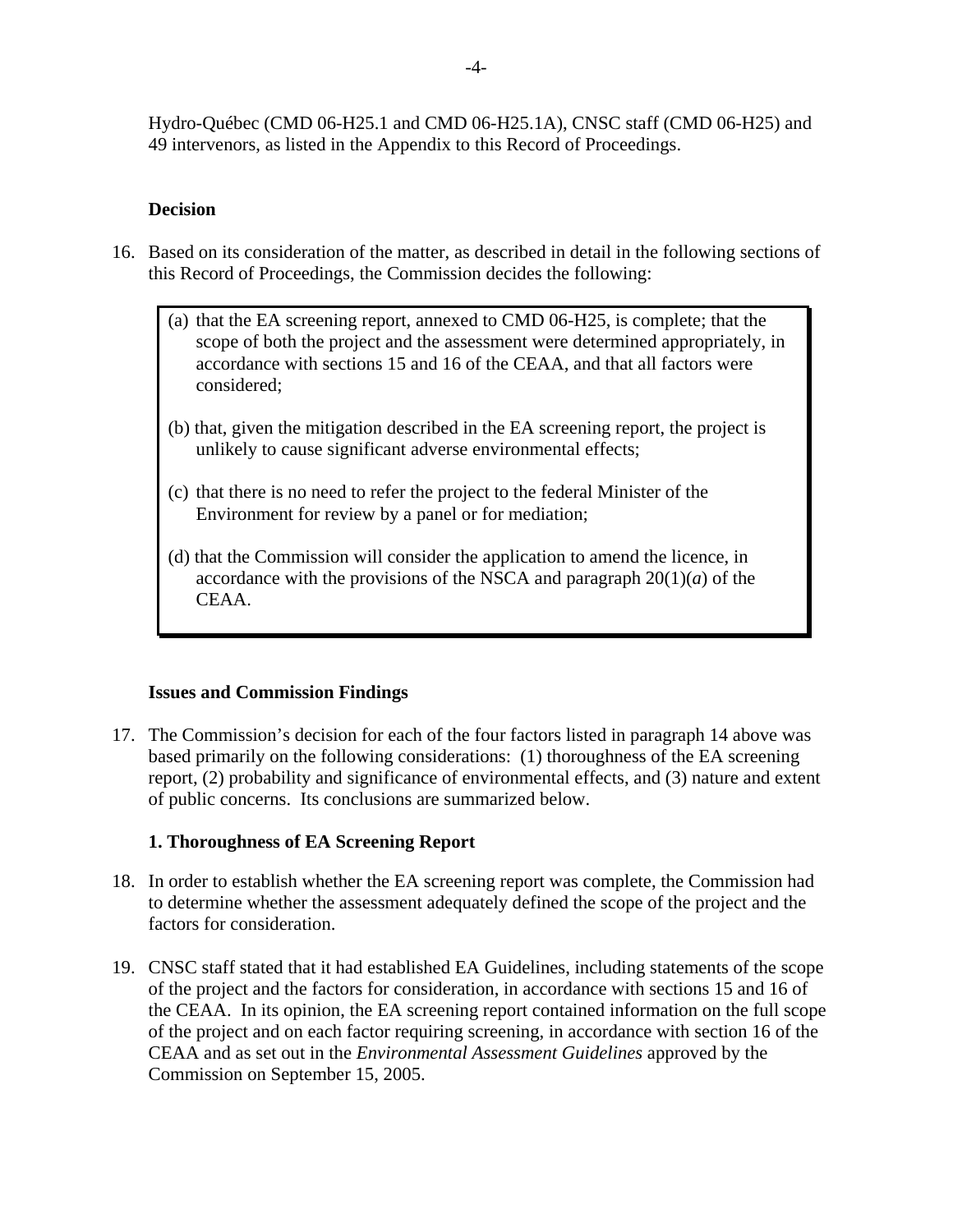Hydro-Québec (CMD 06-H25.1 and CMD 06-H25.1A), CNSC staff (CMD 06-H25) and 49 intervenors, as listed in the Appendix to this Record of Proceedings.

**Decision**

16. Based on its consideration of the matter, as described in detail in the following sections of this Record of Proceedings, the Commission decides the following:

> (a) that the EA screening report, annexed to CMD 06-H25, is complete; that the scope of both the project and the assessment were determined appropriately, in accordance with sections 15 and 16 of the CEAA, and that all factors were considered;
>
> (b) that, given the mitigation described in the EA screening report, the project is unlikely to cause significant adverse environmental effects;
>
> (c) that there is no need to refer the project to the federal Minister of the Environment for review by a panel or for mediation;
>
> (d) that the Commission will consider the application to amend the licence, in accordance with the provisions of the NSCA and paragraph 20(1)(*a*) of the CEAA.

**Issues and Commission Findings**

17. The Commission's decision for each of the four factors listed in paragraph 14 above was based primarily on the following considerations: (1) thoroughness of the EA screening report, (2) probability and significance of environmental effects, and (3) nature and extent of public concerns. Its conclusions are summarized below.

**1. Thoroughness of EA Screening Report**

18. In order to establish whether the EA screening report was complete, the Commission had to determine whether the assessment adequately defined the scope of the project and the factors for consideration.

19. CNSC staff stated that it had established EA Guidelines, including statements of the scope of the project and the factors for consideration, in accordance with sections 15 and 16 of the CEAA. In its opinion, the EA screening report contained information on the full scope of the project and on each factor requiring screening, in accordance with section 16 of the CEAA and as set out in the *Environmental Assessment Guidelines* approved by the Commission on September 15, 2005.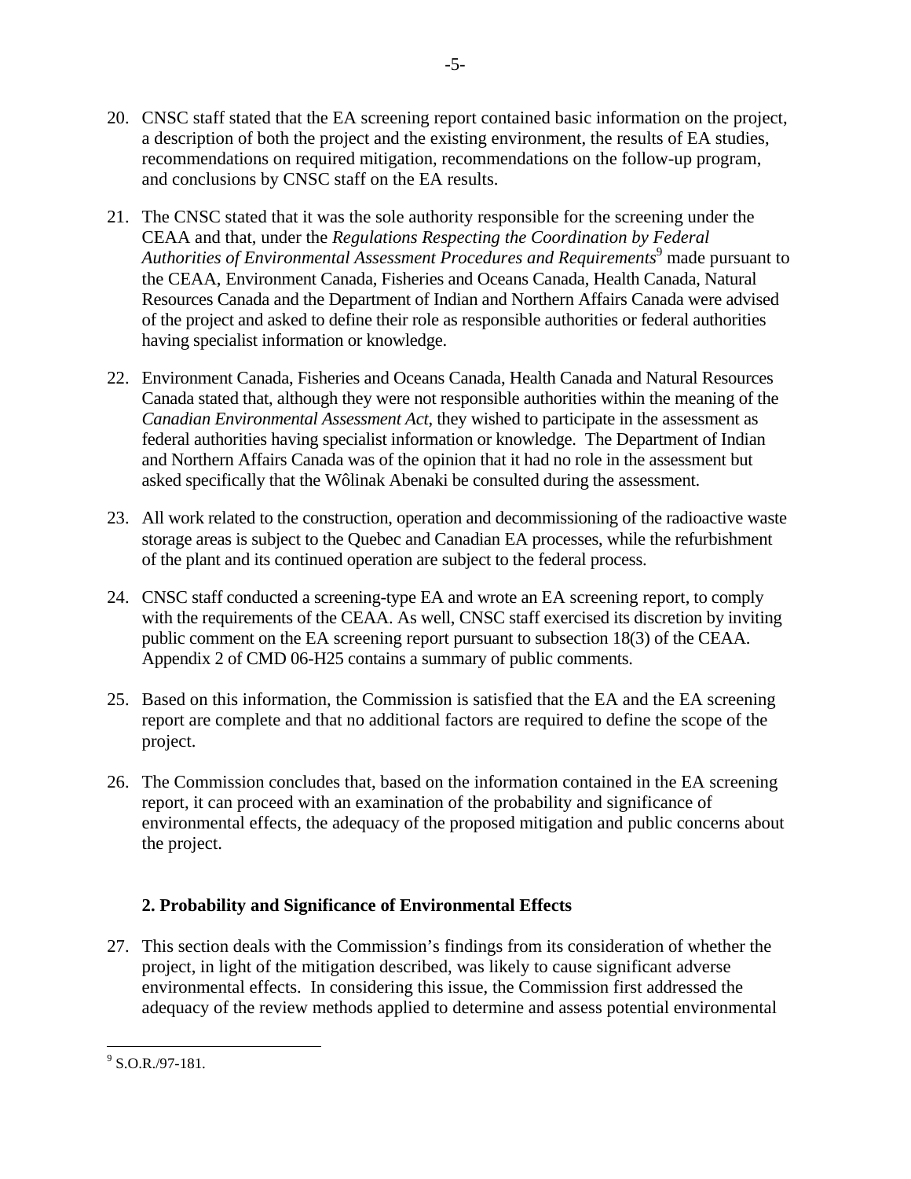20. CNSC staff stated that the EA screening report contained basic information on the project, a description of both the project and the existing environment, the results of EA studies, recommendations on required mitigation, recommendations on the follow-up program, and conclusions by CNSC staff on the EA results.

21. The CNSC stated that it was the sole authority responsible for the screening under the CEAA and that, under the *Regulations Respecting the Coordination by Federal Authorities of Environmental Assessment Procedures and Requirements*[9] made pursuant to the CEAA, Environment Canada, Fisheries and Oceans Canada, Health Canada, Natural Resources Canada and the Department of Indian and Northern Affairs Canada were advised of the project and asked to define their role as responsible authorities or federal authorities having specialist information or knowledge.

22. Environment Canada, Fisheries and Oceans Canada, Health Canada and Natural Resources Canada stated that, although they were not responsible authorities within the meaning of the *Canadian Environmental Assessment Act*, they wished to participate in the assessment as federal authorities having specialist information or knowledge. The Department of Indian and Northern Affairs Canada was of the opinion that it had no role in the assessment but asked specifically that the Wôlinak Abenaki be consulted during the assessment.

23. All work related to the construction, operation and decommissioning of the radioactive waste storage areas is subject to the Quebec and Canadian EA processes, while the refurbishment of the plant and its continued operation are subject to the federal process.

24. CNSC staff conducted a screening-type EA and wrote an EA screening report, to comply with the requirements of the CEAA. As well, CNSC staff exercised its discretion by inviting public comment on the EA screening report pursuant to subsection 18(3) of the CEAA. Appendix 2 of CMD 06-H25 contains a summary of public comments.

25. Based on this information, the Commission is satisfied that the EA and the EA screening report are complete and that no additional factors are required to define the scope of the project.

26. The Commission concludes that, based on the information contained in the EA screening report, it can proceed with an examination of the probability and significance of environmental effects, the adequacy of the proposed mitigation and public concerns about the project.

### 2. Probability and Significance of Environmental Effects

27. This section deals with the Commission's findings from its consideration of whether the project, in light of the mitigation described, was likely to cause significant adverse environmental effects. In considering this issue, the Commission first addressed the adequacy of the review methods applied to determine and assess potential environmental

---

[9] S.O.R./97-181.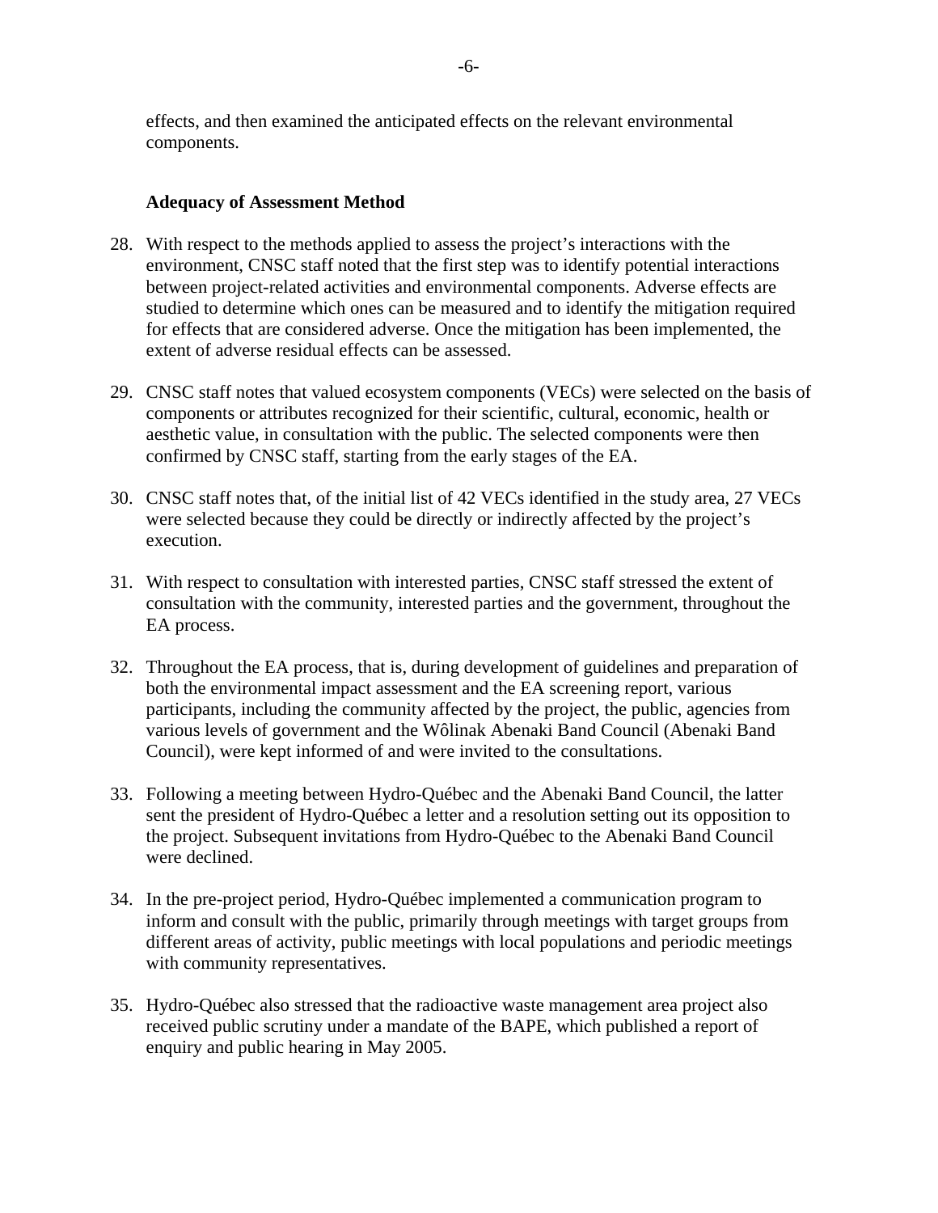effects, and then examined the anticipated effects on the relevant environmental components.

**Adequacy of Assessment Method**

28. With respect to the methods applied to assess the project's interactions with the environment, CNSC staff noted that the first step was to identify potential interactions between project-related activities and environmental components. Adverse effects are studied to determine which ones can be measured and to identify the mitigation required for effects that are considered adverse. Once the mitigation has been implemented, the extent of adverse residual effects can be assessed.

29. CNSC staff notes that valued ecosystem components (VECs) were selected on the basis of components or attributes recognized for their scientific, cultural, economic, health or aesthetic value, in consultation with the public. The selected components were then confirmed by CNSC staff, starting from the early stages of the EA.

30. CNSC staff notes that, of the initial list of 42 VECs identified in the study area, 27 VECs were selected because they could be directly or indirectly affected by the project's execution.

31. With respect to consultation with interested parties, CNSC staff stressed the extent of consultation with the community, interested parties and the government, throughout the EA process.

32. Throughout the EA process, that is, during development of guidelines and preparation of both the environmental impact assessment and the EA screening report, various participants, including the community affected by the project, the public, agencies from various levels of government and the Wôlinak Abenaki Band Council (Abenaki Band Council), were kept informed of and were invited to the consultations.

33. Following a meeting between Hydro-Québec and the Abenaki Band Council, the latter sent the president of Hydro-Québec a letter and a resolution setting out its opposition to the project. Subsequent invitations from Hydro-Québec to the Abenaki Band Council were declined.

34. In the pre-project period, Hydro-Québec implemented a communication program to inform and consult with the public, primarily through meetings with target groups from different areas of activity, public meetings with local populations and periodic meetings with community representatives.

35. Hydro-Québec also stressed that the radioactive waste management area project also received public scrutiny under a mandate of the BAPE, which published a report of enquiry and public hearing in May 2005.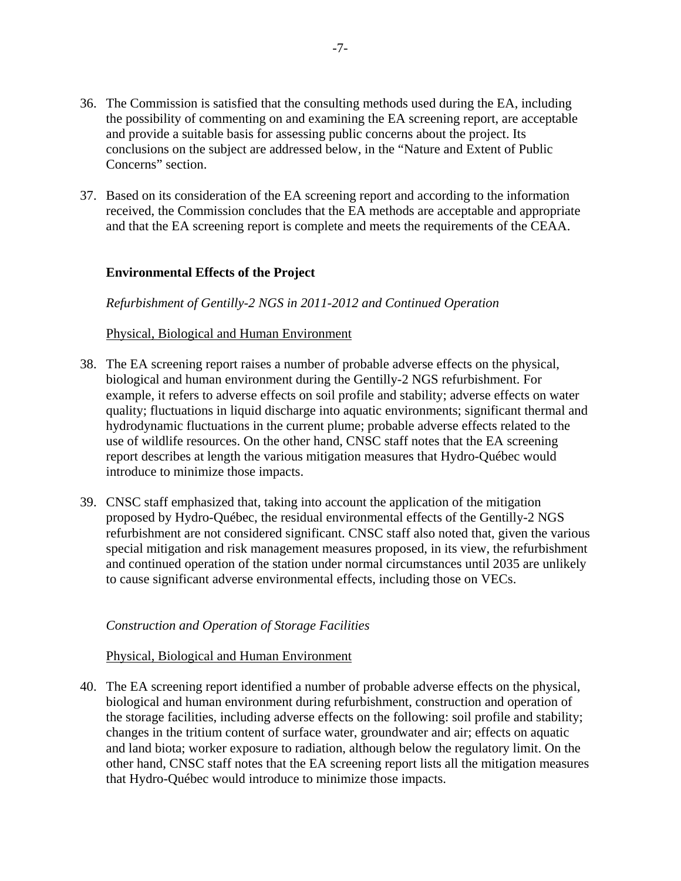36. The Commission is satisfied that the consulting methods used during the EA, including the possibility of commenting on and examining the EA screening report, are acceptable and provide a suitable basis for assessing public concerns about the project. Its conclusions on the subject are addressed below, in the "Nature and Extent of Public Concerns" section.

37. Based on its consideration of the EA screening report and according to the information received, the Commission concludes that the EA methods are acceptable and appropriate and that the EA screening report is complete and meets the requirements of the CEAA.

**Environmental Effects of the Project**

*Refurbishment of Gentilly-2 NGS in 2011-2012 and Continued Operation*

Physical, Biological and Human Environment

38. The EA screening report raises a number of probable adverse effects on the physical, biological and human environment during the Gentilly-2 NGS refurbishment. For example, it refers to adverse effects on soil profile and stability; adverse effects on water quality; fluctuations in liquid discharge into aquatic environments; significant thermal and hydrodynamic fluctuations in the current plume; probable adverse effects related to the use of wildlife resources. On the other hand, CNSC staff notes that the EA screening report describes at length the various mitigation measures that Hydro-Québec would introduce to minimize those impacts.

39. CNSC staff emphasized that, taking into account the application of the mitigation proposed by Hydro-Québec, the residual environmental effects of the Gentilly-2 NGS refurbishment are not considered significant. CNSC staff also noted that, given the various special mitigation and risk management measures proposed, in its view, the refurbishment and continued operation of the station under normal circumstances until 2035 are unlikely to cause significant adverse environmental effects, including those on VECs.

*Construction and Operation of Storage Facilities*

Physical, Biological and Human Environment

40. The EA screening report identified a number of probable adverse effects on the physical, biological and human environment during refurbishment, construction and operation of the storage facilities, including adverse effects on the following: soil profile and stability; changes in the tritium content of surface water, groundwater and air; effects on aquatic and land biota; worker exposure to radiation, although below the regulatory limit. On the other hand, CNSC staff notes that the EA screening report lists all the mitigation measures that Hydro-Québec would introduce to minimize those impacts.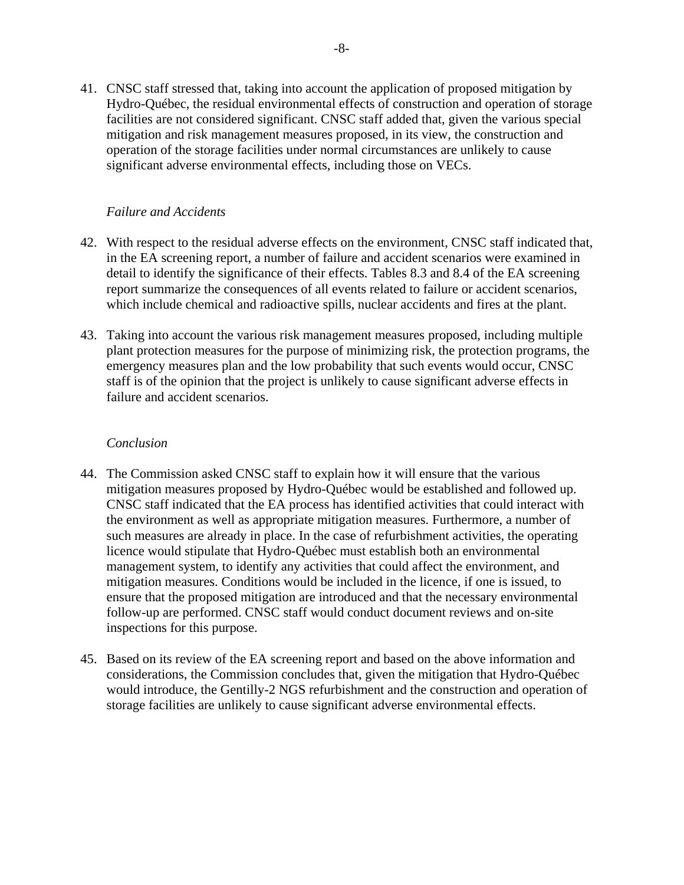41. CNSC staff stressed that, taking into account the application of proposed mitigation by Hydro-Québec, the residual environmental effects of construction and operation of storage facilities are not considered significant. CNSC staff added that, given the various special mitigation and risk management measures proposed, in its view, the construction and operation of the storage facilities under normal circumstances are unlikely to cause significant adverse environmental effects, including those on VECs.

*Failure and Accidents*

42. With respect to the residual adverse effects on the environment, CNSC staff indicated that, in the EA screening report, a number of failure and accident scenarios were examined in detail to identify the significance of their effects. Tables 8.3 and 8.4 of the EA screening report summarize the consequences of all events related to failure or accident scenarios, which include chemical and radioactive spills, nuclear accidents and fires at the plant.

43. Taking into account the various risk management measures proposed, including multiple plant protection measures for the purpose of minimizing risk, the protection programs, the emergency measures plan and the low probability that such events would occur, CNSC staff is of the opinion that the project is unlikely to cause significant adverse effects in failure and accident scenarios.

*Conclusion*

44. The Commission asked CNSC staff to explain how it will ensure that the various mitigation measures proposed by Hydro-Québec would be established and followed up. CNSC staff indicated that the EA process has identified activities that could interact with the environment as well as appropriate mitigation measures. Furthermore, a number of such measures are already in place. In the case of refurbishment activities, the operating licence would stipulate that Hydro-Québec must establish both an environmental management system, to identify any activities that could affect the environment, and mitigation measures. Conditions would be included in the licence, if one is issued, to ensure that the proposed mitigation are introduced and that the necessary environmental follow-up are performed. CNSC staff would conduct document reviews and on-site inspections for this purpose.

45. Based on its review of the EA screening report and based on the above information and considerations, the Commission concludes that, given the mitigation that Hydro-Québec would introduce, the Gentilly-2 NGS refurbishment and the construction and operation of storage facilities are unlikely to cause significant adverse environmental effects.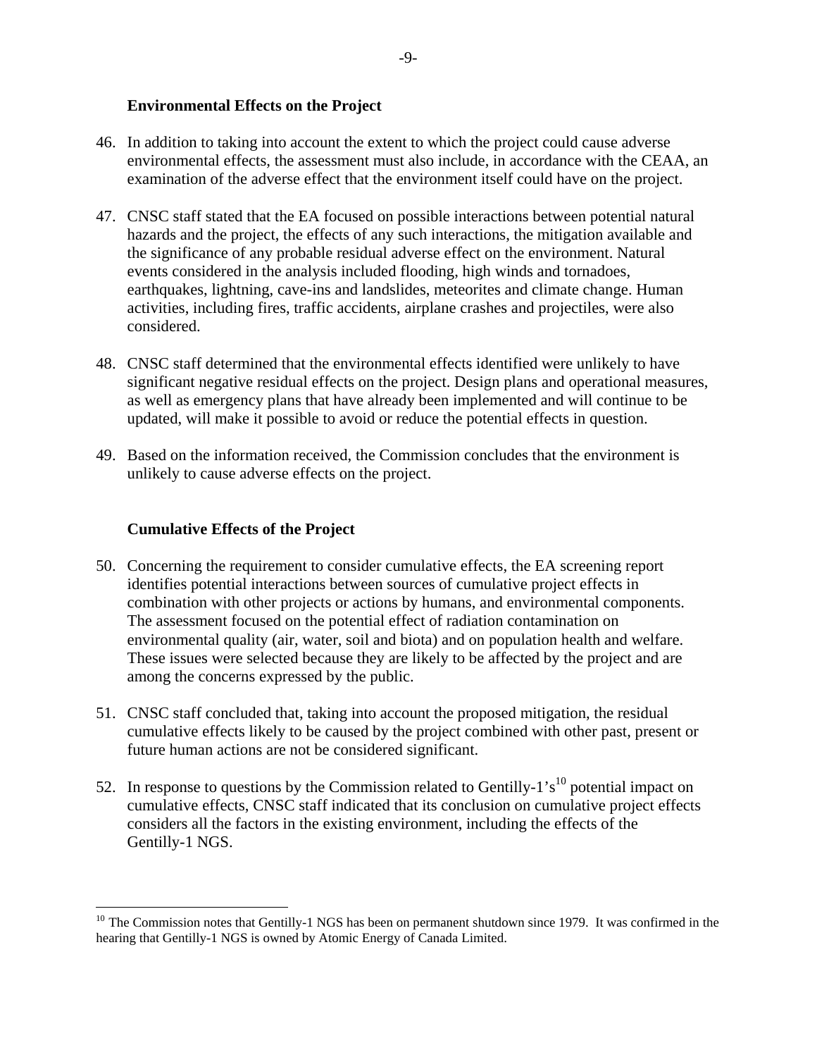### Environmental Effects on the Project

46. In addition to taking into account the extent to which the project could cause adverse environmental effects, the assessment must also include, in accordance with the CEAA, an examination of the adverse effect that the environment itself could have on the project.

47. CNSC staff stated that the EA focused on possible interactions between potential natural hazards and the project, the effects of any such interactions, the mitigation available and the significance of any probable residual adverse effect on the environment. Natural events considered in the analysis included flooding, high winds and tornadoes, earthquakes, lightning, cave-ins and landslides, meteorites and climate change. Human activities, including fires, traffic accidents, airplane crashes and projectiles, were also considered.

48. CNSC staff determined that the environmental effects identified were unlikely to have significant negative residual effects on the project. Design plans and operational measures, as well as emergency plans that have already been implemented and will continue to be updated, will make it possible to avoid or reduce the potential effects in question.

49. Based on the information received, the Commission concludes that the environment is unlikely to cause adverse effects on the project.

### Cumulative Effects of the Project

50. Concerning the requirement to consider cumulative effects, the EA screening report identifies potential interactions between sources of cumulative project effects in combination with other projects or actions by humans, and environmental components. The assessment focused on the potential effect of radiation contamination on environmental quality (air, water, soil and biota) and on population health and welfare. These issues were selected because they are likely to be affected by the project and are among the concerns expressed by the public.

51. CNSC staff concluded that, taking into account the proposed mitigation, the residual cumulative effects likely to be caused by the project combined with other past, present or future human actions are not be considered significant.

52. In response to questions by the Commission related to Gentilly-1's[10] potential impact on cumulative effects, CNSC staff indicated that its conclusion on cumulative project effects considers all the factors in the existing environment, including the effects of the Gentilly-1 NGS.

---

[10] The Commission notes that Gentilly-1 NGS has been on permanent shutdown since 1979. It was confirmed in the hearing that Gentilly-1 NGS is owned by Atomic Energy of Canada Limited.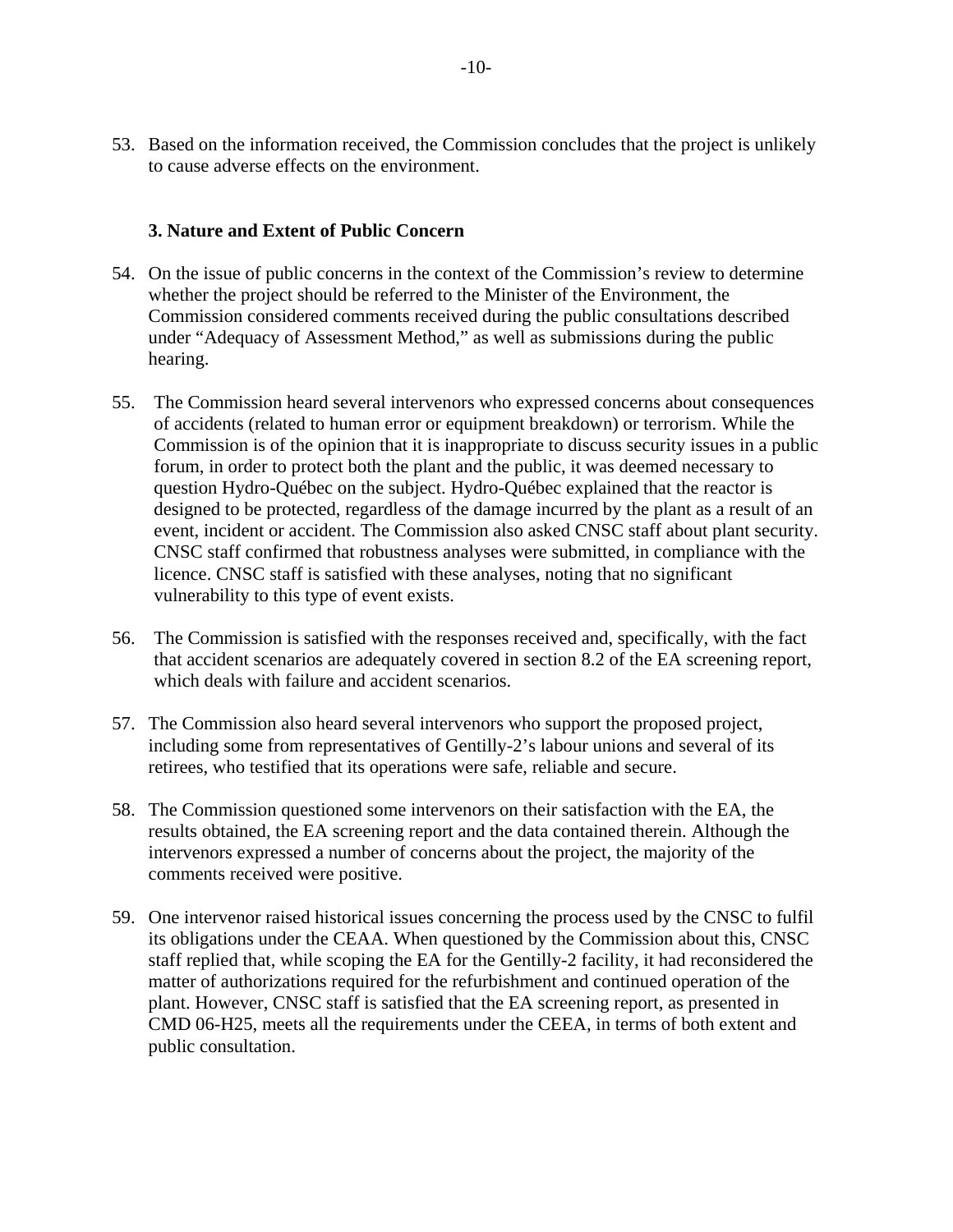53. Based on the information received, the Commission concludes that the project is unlikely to cause adverse effects on the environment.

### 3. Nature and Extent of Public Concern

54. On the issue of public concerns in the context of the Commission's review to determine whether the project should be referred to the Minister of the Environment, the Commission considered comments received during the public consultations described under "Adequacy of Assessment Method," as well as submissions during the public hearing.

55. The Commission heard several intervenors who expressed concerns about consequences of accidents (related to human error or equipment breakdown) or terrorism. While the Commission is of the opinion that it is inappropriate to discuss security issues in a public forum, in order to protect both the plant and the public, it was deemed necessary to question Hydro-Québec on the subject. Hydro-Québec explained that the reactor is designed to be protected, regardless of the damage incurred by the plant as a result of an event, incident or accident. The Commission also asked CNSC staff about plant security. CNSC staff confirmed that robustness analyses were submitted, in compliance with the licence. CNSC staff is satisfied with these analyses, noting that no significant vulnerability to this type of event exists.

56. The Commission is satisfied with the responses received and, specifically, with the fact that accident scenarios are adequately covered in section 8.2 of the EA screening report, which deals with failure and accident scenarios.

57. The Commission also heard several intervenors who support the proposed project, including some from representatives of Gentilly-2's labour unions and several of its retirees, who testified that its operations were safe, reliable and secure.

58. The Commission questioned some intervenors on their satisfaction with the EA, the results obtained, the EA screening report and the data contained therein. Although the intervenors expressed a number of concerns about the project, the majority of the comments received were positive.

59. One intervenor raised historical issues concerning the process used by the CNSC to fulfil its obligations under the CEAA. When questioned by the Commission about this, CNSC staff replied that, while scoping the EA for the Gentilly-2 facility, it had reconsidered the matter of authorizations required for the refurbishment and continued operation of the plant. However, CNSC staff is satisfied that the EA screening report, as presented in CMD 06-H25, meets all the requirements under the CEEA, in terms of both extent and public consultation.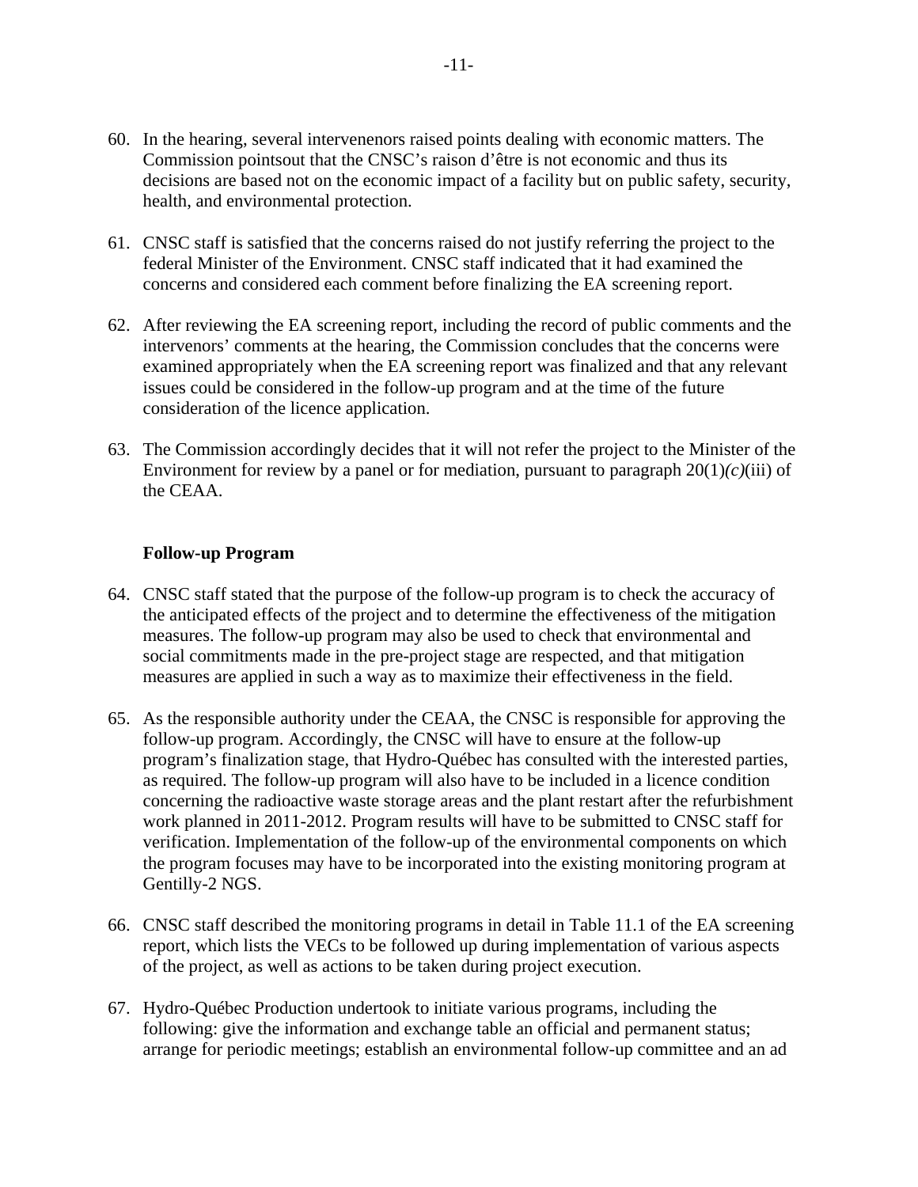60. In the hearing, several intervenenors raised points dealing with economic matters. The Commission pointsout that the CNSC's raison d'être is not economic and thus its decisions are based not on the economic impact of a facility but on public safety, security, health, and environmental protection.

61. CNSC staff is satisfied that the concerns raised do not justify referring the project to the federal Minister of the Environment. CNSC staff indicated that it had examined the concerns and considered each comment before finalizing the EA screening report.

62. After reviewing the EA screening report, including the record of public comments and the intervenors' comments at the hearing, the Commission concludes that the concerns were examined appropriately when the EA screening report was finalized and that any relevant issues could be considered in the follow-up program and at the time of the future consideration of the licence application.

63. The Commission accordingly decides that it will not refer the project to the Minister of the Environment for review by a panel or for mediation, pursuant to paragraph 20(1)*(c)*(iii) of the CEAA.

**Follow-up Program**

64. CNSC staff stated that the purpose of the follow-up program is to check the accuracy of the anticipated effects of the project and to determine the effectiveness of the mitigation measures. The follow-up program may also be used to check that environmental and social commitments made in the pre-project stage are respected, and that mitigation measures are applied in such a way as to maximize their effectiveness in the field.

65. As the responsible authority under the CEAA, the CNSC is responsible for approving the follow-up program. Accordingly, the CNSC will have to ensure at the follow-up program's finalization stage, that Hydro-Québec has consulted with the interested parties, as required. The follow-up program will also have to be included in a licence condition concerning the radioactive waste storage areas and the plant restart after the refurbishment work planned in 2011-2012. Program results will have to be submitted to CNSC staff for verification. Implementation of the follow-up of the environmental components on which the program focuses may have to be incorporated into the existing monitoring program at Gentilly-2 NGS.

66. CNSC staff described the monitoring programs in detail in Table 11.1 of the EA screening report, which lists the VECs to be followed up during implementation of various aspects of the project, as well as actions to be taken during project execution.

67. Hydro-Québec Production undertook to initiate various programs, including the following: give the information and exchange table an official and permanent status; arrange for periodic meetings; establish an environmental follow-up committee and an ad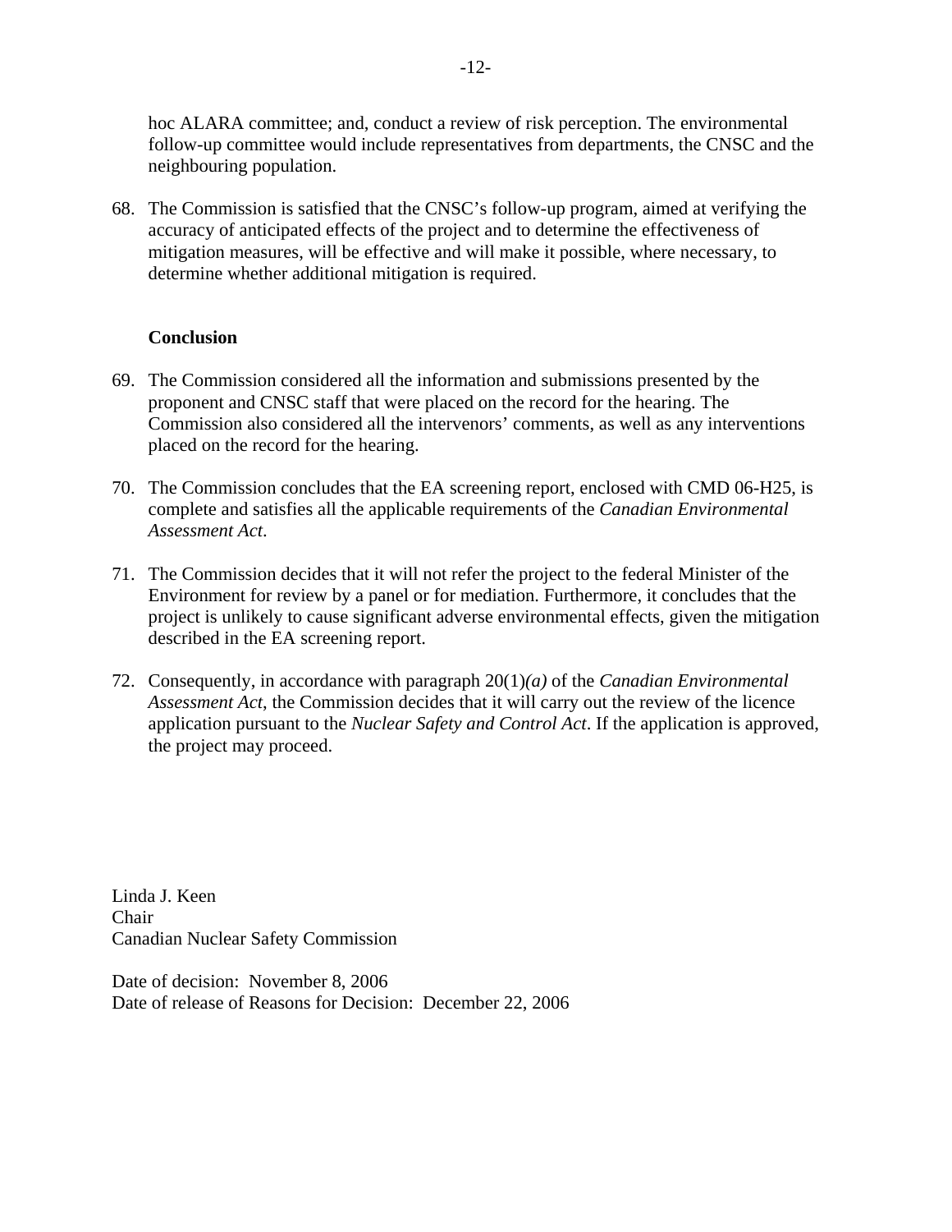hoc ALARA committee; and, conduct a review of risk perception. The environmental follow-up committee would include representatives from departments, the CNSC and the neighbouring population.

68. The Commission is satisfied that the CNSC's follow-up program, aimed at verifying the accuracy of anticipated effects of the project and to determine the effectiveness of mitigation measures, will be effective and will make it possible, where necessary, to determine whether additional mitigation is required.

**Conclusion**

69. The Commission considered all the information and submissions presented by the proponent and CNSC staff that were placed on the record for the hearing. The Commission also considered all the intervenors' comments, as well as any interventions placed on the record for the hearing.

70. The Commission concludes that the EA screening report, enclosed with CMD 06-H25, is complete and satisfies all the applicable requirements of the *Canadian Environmental Assessment Act*.

71. The Commission decides that it will not refer the project to the federal Minister of the Environment for review by a panel or for mediation. Furthermore, it concludes that the project is unlikely to cause significant adverse environmental effects, given the mitigation described in the EA screening report.

72. Consequently, in accordance with paragraph 20(1)*(a)* of the *Canadian Environmental Assessment Act*, the Commission decides that it will carry out the review of the licence application pursuant to the *Nuclear Safety and Control Act*. If the application is approved, the project may proceed.

Linda J. Keen
Chair
Canadian Nuclear Safety Commission

Date of decision: November 8, 2006
Date of release of Reasons for Decision: December 22, 2006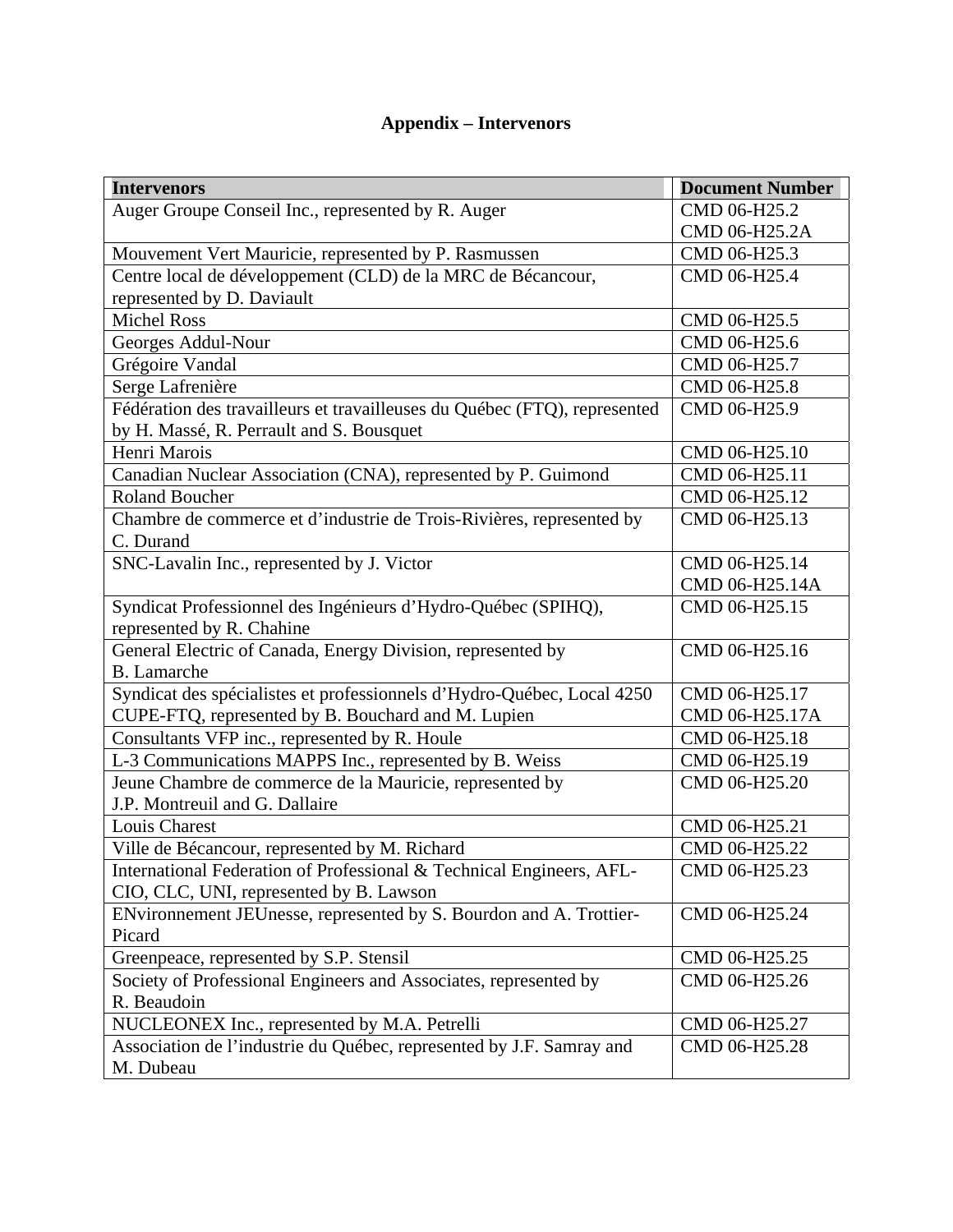# Appendix – Intervenors

| Intervenors | Document Number |
|---|---|
| Auger Groupe Conseil Inc., represented by R. Auger | CMD 06-H25.2<br>CMD 06-H25.2A |
| Mouvement Vert Mauricie, represented by P. Rasmussen | CMD 06-H25.3 |
| Centre local de développement (CLD) de la MRC de Bécancour, represented by D. Daviault | CMD 06-H25.4 |
| Michel Ross | CMD 06-H25.5 |
| Georges Addul-Nour | CMD 06-H25.6 |
| Grégoire Vandal | CMD 06-H25.7 |
| Serge Lafrenière | CMD 06-H25.8 |
| Fédération des travailleurs et travailleuses du Québec (FTQ), represented by H. Massé, R. Perrault and S. Bousquet | CMD 06-H25.9 |
| Henri Marois | CMD 06-H25.10 |
| Canadian Nuclear Association (CNA), represented by P. Guimond | CMD 06-H25.11 |
| Roland Boucher | CMD 06-H25.12 |
| Chambre de commerce et d'industrie de Trois-Rivières, represented by C. Durand | CMD 06-H25.13 |
| SNC-Lavalin Inc., represented by J. Victor | CMD 06-H25.14<br>CMD 06-H25.14A |
| Syndicat Professionnel des Ingénieurs d'Hydro-Québec (SPIHQ), represented by R. Chahine | CMD 06-H25.15 |
| General Electric of Canada, Energy Division, represented by B. Lamarche | CMD 06-H25.16 |
| Syndicat des spécialistes et professionnels d'Hydro-Québec, Local 4250 CUPE-FTQ, represented by B. Bouchard and M. Lupien | CMD 06-H25.17<br>CMD 06-H25.17A |
| Consultants VFP inc., represented by R. Houle | CMD 06-H25.18 |
| L-3 Communications MAPPS Inc., represented by B. Weiss | CMD 06-H25.19 |
| Jeune Chambre de commerce de la Mauricie, represented by J.P. Montreuil and G. Dallaire | CMD 06-H25.20 |
| Louis Charest | CMD 06-H25.21 |
| Ville de Bécancour, represented by M. Richard | CMD 06-H25.22 |
| International Federation of Professional & Technical Engineers, AFL-CIO, CLC, UNI, represented by B. Lawson | CMD 06-H25.23 |
| ENvironnement JEUnesse, represented by S. Bourdon and A. Trottier-Picard | CMD 06-H25.24 |
| Greenpeace, represented by S.P. Stensil | CMD 06-H25.25 |
| Society of Professional Engineers and Associates, represented by R. Beaudoin | CMD 06-H25.26 |
| NUCLEONEX Inc., represented by M.A. Petrelli | CMD 06-H25.27 |
| Association de l'industrie du Québec, represented by J.F. Samray and M. Dubeau | CMD 06-H25.28 |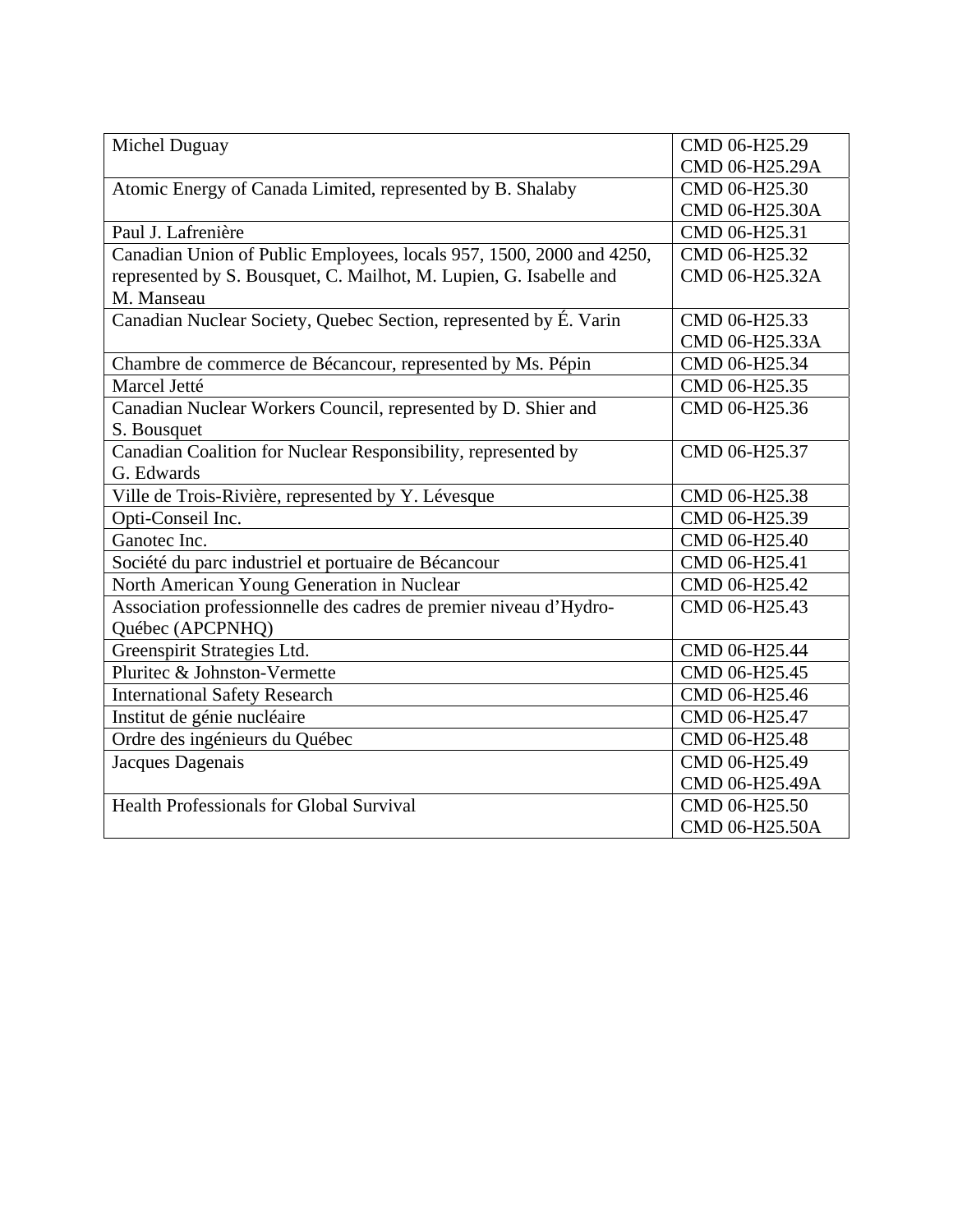| | |
|---|---|
| Michel Duguay | CMD 06-H25.29<br>CMD 06-H25.29A |
| Atomic Energy of Canada Limited, represented by B. Shalaby | CMD 06-H25.30<br>CMD 06-H25.30A |
| Paul J. Lafrenière | CMD 06-H25.31 |
| Canadian Union of Public Employees, locals 957, 1500, 2000 and 4250, represented by S. Bousquet, C. Mailhot, M. Lupien, G. Isabelle and M. Manseau | CMD 06-H25.32<br>CMD 06-H25.32A |
| Canadian Nuclear Society, Quebec Section, represented by É. Varin | CMD 06-H25.33<br>CMD 06-H25.33A |
| Chambre de commerce de Bécancour, represented by Ms. Pépin | CMD 06-H25.34 |
| Marcel Jetté | CMD 06-H25.35 |
| Canadian Nuclear Workers Council, represented by D. Shier and S. Bousquet | CMD 06-H25.36 |
| Canadian Coalition for Nuclear Responsibility, represented by G. Edwards | CMD 06-H25.37 |
| Ville de Trois-Rivière, represented by Y. Lévesque | CMD 06-H25.38 |
| Opti-Conseil Inc. | CMD 06-H25.39 |
| Ganotec Inc. | CMD 06-H25.40 |
| Société du parc industriel et portuaire de Bécancour | CMD 06-H25.41 |
| North American Young Generation in Nuclear | CMD 06-H25.42 |
| Association professionnelle des cadres de premier niveau d'Hydro-Québec (APCPNHQ) | CMD 06-H25.43 |
| Greenspirit Strategies Ltd. | CMD 06-H25.44 |
| Pluritec & Johnston-Vermette | CMD 06-H25.45 |
| International Safety Research | CMD 06-H25.46 |
| Institut de génie nucléaire | CMD 06-H25.47 |
| Ordre des ingénieurs du Québec | CMD 06-H25.48 |
| Jacques Dagenais | CMD 06-H25.49<br>CMD 06-H25.49A |
| Health Professionals for Global Survival | CMD 06-H25.50<br>CMD 06-H25.50A |